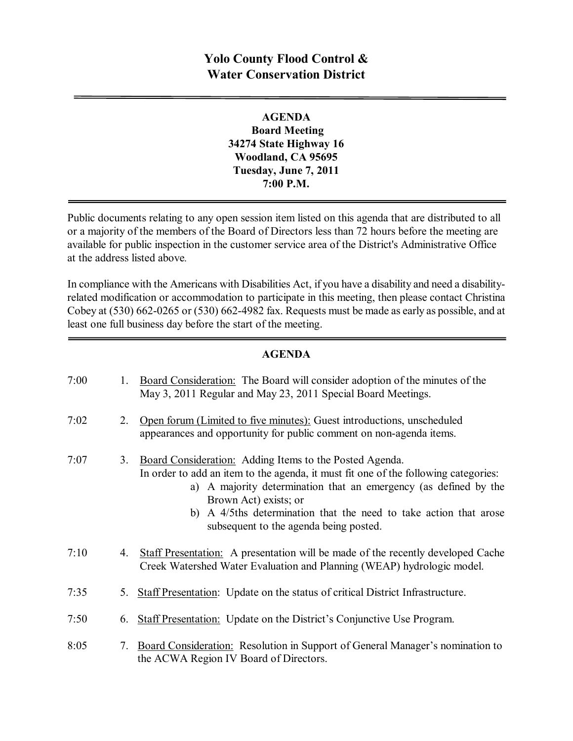# Yolo County Flood Control & Water Conservation District

---

**AGENDA**
**Board Meeting**
**34274 State Highway 16**
**Woodland, CA 95695**
**Tuesday, June 7, 2011**
**7:00 P.M.**

---

Public documents relating to any open session item listed on this agenda that are distributed to all or a majority of the members of the Board of Directors less than 72 hours before the meeting are available for public inspection in the customer service area of the District's Administrative Office at the address listed above.

In compliance with the Americans with Disabilities Act, if you have a disability and need a disability-related modification or accommodation to participate in this meeting, then please contact Christina Cobey at (530) 662-0265 or (530) 662-4982 fax. Requests must be made as early as possible, and at least one full business day before the start of the meeting.

---

## AGENDA

7:00 1. Board Consideration: The Board will consider adoption of the minutes of the May 3, 2011 Regular and May 23, 2011 Special Board Meetings.

7:02 2. Open forum (Limited to five minutes): Guest introductions, unscheduled appearances and opportunity for public comment on non-agenda items.

7:07 3. Board Consideration: Adding Items to the Posted Agenda.
In order to add an item to the agenda, it must fit one of the following categories:
   a) A majority determination that an emergency (as defined by the Brown Act) exists; or
   b) A 4/5ths determination that the need to take action that arose subsequent to the agenda being posted.

7:10 4. Staff Presentation: A presentation will be made of the recently developed Cache Creek Watershed Water Evaluation and Planning (WEAP) hydrologic model.

7:35 5. Staff Presentation: Update on the status of critical District Infrastructure.

7:50 6. Staff Presentation: Update on the District's Conjunctive Use Program.

8:05 7. Board Consideration: Resolution in Support of General Manager's nomination to the ACWA Region IV Board of Directors.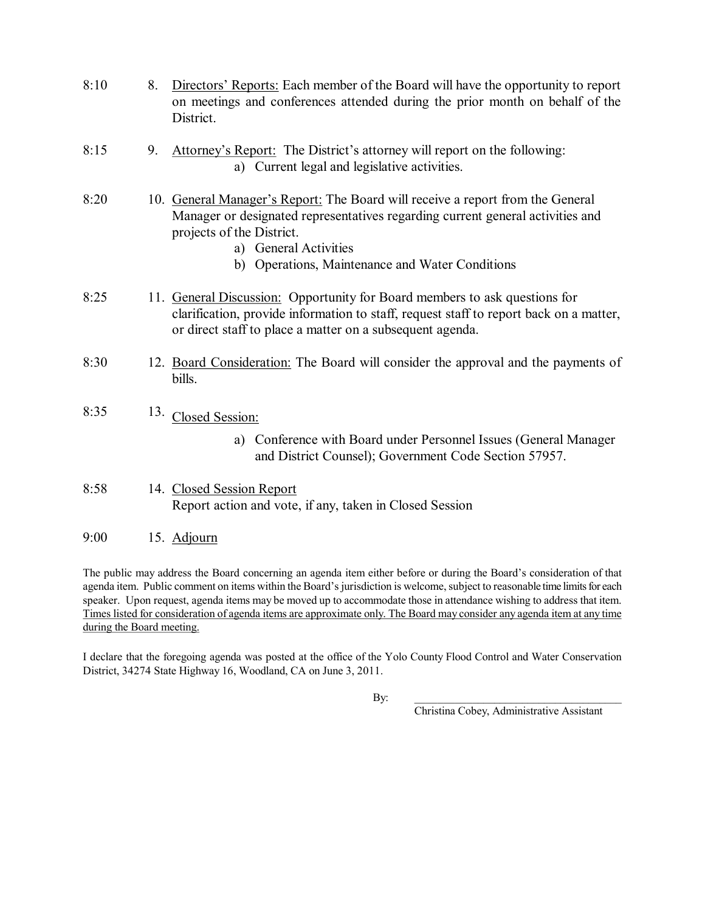8:10 8. <u>Directors' Reports:</u> Each member of the Board will have the opportunity to report on meetings and conferences attended during the prior month on behalf of the District.

8:15 9. <u>Attorney's Report:</u> The District's attorney will report on the following:

a) Current legal and legislative activities.

8:20 10. <u>General Manager's Report:</u> The Board will receive a report from the General Manager or designated representatives regarding current general activities and projects of the District.

a) General Activities
b) Operations, Maintenance and Water Conditions

8:25 11. <u>General Discussion:</u> Opportunity for Board members to ask questions for clarification, provide information to staff, request staff to report back on a matter, or direct staff to place a matter on a subsequent agenda.

8:30 12. <u>Board Consideration:</u> The Board will consider the approval and the payments of bills.

8:35 13. <u>Closed Session:</u>

a) Conference with Board under Personnel Issues (General Manager and District Counsel); Government Code Section 57957.

8:58 14. <u>Closed Session Report</u>
Report action and vote, if any, taken in Closed Session

9:00 15. <u>Adjourn</u>

The public may address the Board concerning an agenda item either before or during the Board's consideration of that agenda item. Public comment on items within the Board's jurisdiction is welcome, subject to reasonable time limits for each speaker. Upon request, agenda items may be moved up to accommodate those in attendance wishing to address that item. <u>Times listed for consideration of agenda items are approximate only. The Board may consider any agenda item at any time during the Board meeting.</u>

I declare that the foregoing agenda was posted at the office of the Yolo County Flood Control and Water Conservation District, 34274 State Highway 16, Woodland, CA on June 3, 2011.

By: \_\_\_\_\_\_\_\_\_\_\_\_\_\_\_\_\_\_\_\_\_\_\_\_\_\_\_\_\_\_\_\_\_\_\_\_\_\_
Christina Cobey, Administrative Assistant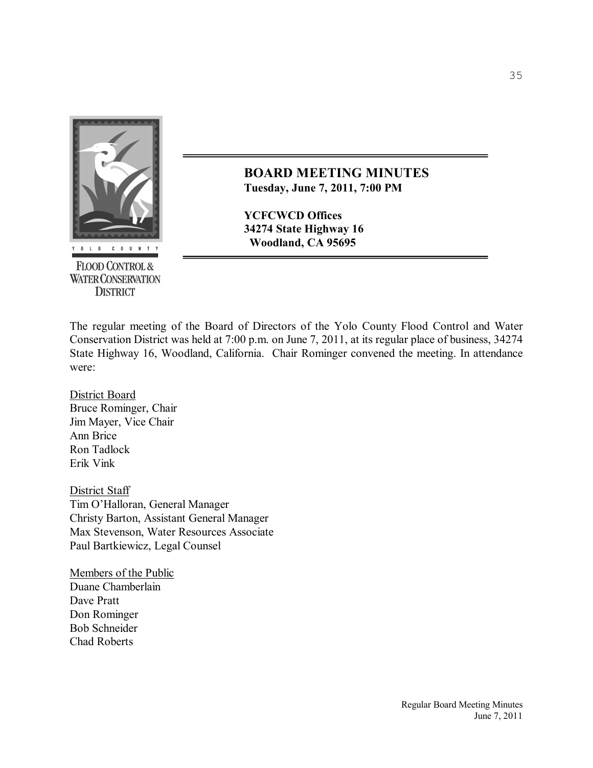# BOARD MEETING MINUTES

**Tuesday, June 7, 2011, 7:00 PM**

**YCFCWCD Offices**
**34274 State Highway 16**
**Woodland, CA 95695**

YOLO COUNTY
FLOOD CONTROL & WATER CONSERVATION DISTRICT

The regular meeting of the Board of Directors of the Yolo County Flood Control and Water Conservation District was held at 7:00 p.m. on June 7, 2011, at its regular place of business, 34274 State Highway 16, Woodland, California. Chair Rominger convened the meeting. In attendance were:

District Board
Bruce Rominger, Chair
Jim Mayer, Vice Chair
Ann Brice
Ron Tadlock
Erik Vink

District Staff
Tim O'Halloran, General Manager
Christy Barton, Assistant General Manager
Max Stevenson, Water Resources Associate
Paul Bartkiewicz, Legal Counsel

Members of the Public
Duane Chamberlain
Dave Pratt
Don Rominger
Bob Schneider
Chad Roberts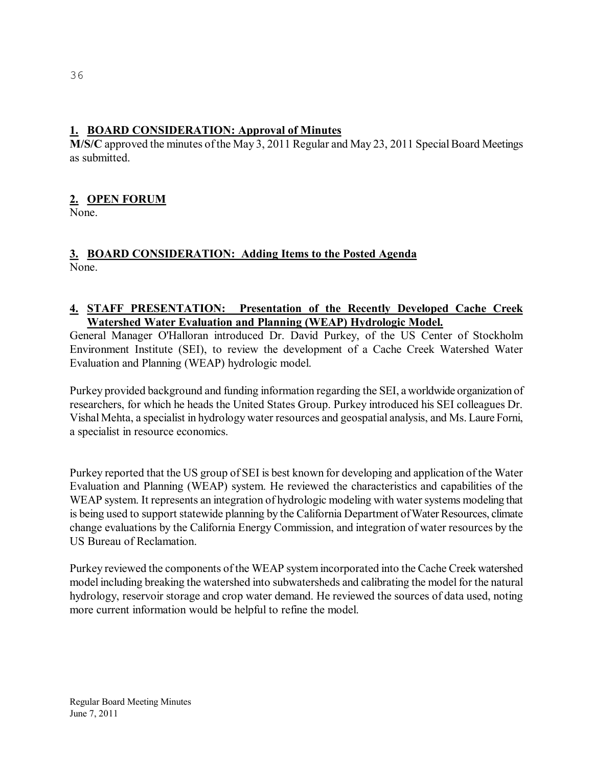## 1. BOARD CONSIDERATION: Approval of Minutes

**M/S/C** approved the minutes of the May 3, 2011 Regular and May 23, 2011 Special Board Meetings as submitted.

## 2. OPEN FORUM

None.

## 3. BOARD CONSIDERATION: Adding Items to the Posted Agenda

None.

## 4. STAFF PRESENTATION: Presentation of the Recently Developed Cache Creek Watershed Water Evaluation and Planning (WEAP) Hydrologic Model.

General Manager O'Halloran introduced Dr. David Purkey, of the US Center of Stockholm Environment Institute (SEI), to review the development of a Cache Creek Watershed Water Evaluation and Planning (WEAP) hydrologic model.

Purkey provided background and funding information regarding the SEI, a worldwide organization of researchers, for which he heads the United States Group. Purkey introduced his SEI colleagues Dr. Vishal Mehta, a specialist in hydrology water resources and geospatial analysis, and Ms. Laure Forni, a specialist in resource economics.

Purkey reported that the US group of SEI is best known for developing and application of the Water Evaluation and Planning (WEAP) system. He reviewed the characteristics and capabilities of the WEAP system. It represents an integration of hydrologic modeling with water systems modeling that is being used to support statewide planning by the California Department of Water Resources, climate change evaluations by the California Energy Commission, and integration of water resources by the US Bureau of Reclamation.

Purkey reviewed the components of the WEAP system incorporated into the Cache Creek watershed model including breaking the watershed into subwatersheds and calibrating the model for the natural hydrology, reservoir storage and crop water demand. He reviewed the sources of data used, noting more current information would be helpful to refine the model.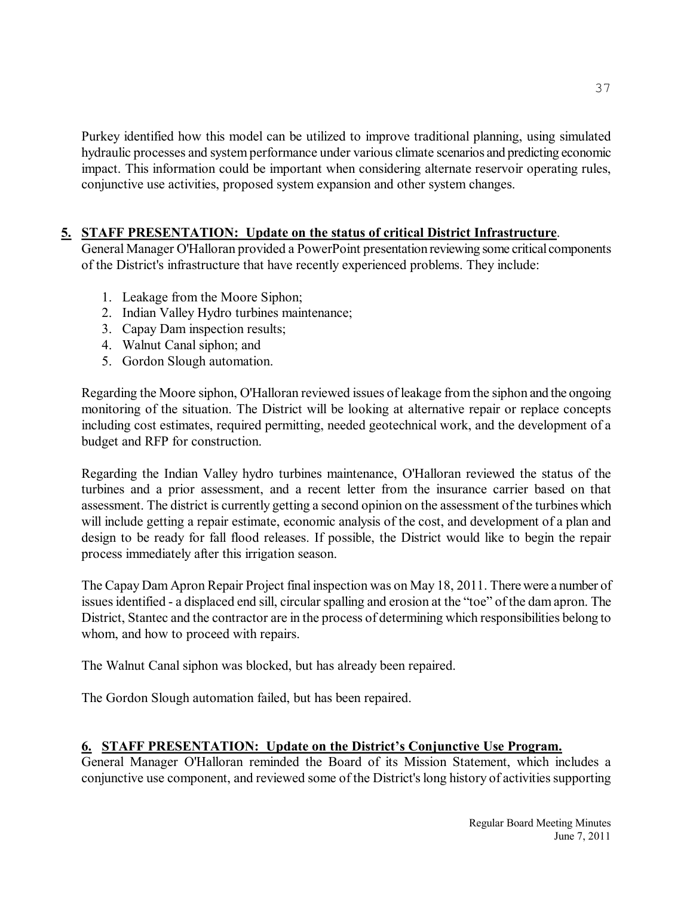Purkey identified how this model can be utilized to improve traditional planning, using simulated hydraulic processes and system performance under various climate scenarios and predicting economic impact. This information could be important when considering alternate reservoir operating rules, conjunctive use activities, proposed system expansion and other system changes.

## **5. STAFF PRESENTATION: Update on the status of critical District Infrastructure**.

General Manager O'Halloran provided a PowerPoint presentation reviewing some critical components of the District's infrastructure that have recently experienced problems. They include:

1. Leakage from the Moore Siphon;
2. Indian Valley Hydro turbines maintenance;
3. Capay Dam inspection results;
4. Walnut Canal siphon; and
5. Gordon Slough automation.

Regarding the Moore siphon, O'Halloran reviewed issues of leakage from the siphon and the ongoing monitoring of the situation. The District will be looking at alternative repair or replace concepts including cost estimates, required permitting, needed geotechnical work, and the development of a budget and RFP for construction.

Regarding the Indian Valley hydro turbines maintenance, O'Halloran reviewed the status of the turbines and a prior assessment, and a recent letter from the insurance carrier based on that assessment. The district is currently getting a second opinion on the assessment of the turbines which will include getting a repair estimate, economic analysis of the cost, and development of a plan and design to be ready for fall flood releases. If possible, the District would like to begin the repair process immediately after this irrigation season.

The Capay Dam Apron Repair Project final inspection was on May 18, 2011. There were a number of issues identified - a displaced end sill, circular spalling and erosion at the "toe" of the dam apron. The District, Stantec and the contractor are in the process of determining which responsibilities belong to whom, and how to proceed with repairs.

The Walnut Canal siphon was blocked, but has already been repaired.

The Gordon Slough automation failed, but has been repaired.

## **6. STAFF PRESENTATION: Update on the District's Conjunctive Use Program.**

General Manager O'Halloran reminded the Board of its Mission Statement, which includes a conjunctive use component, and reviewed some of the District's long history of activities supporting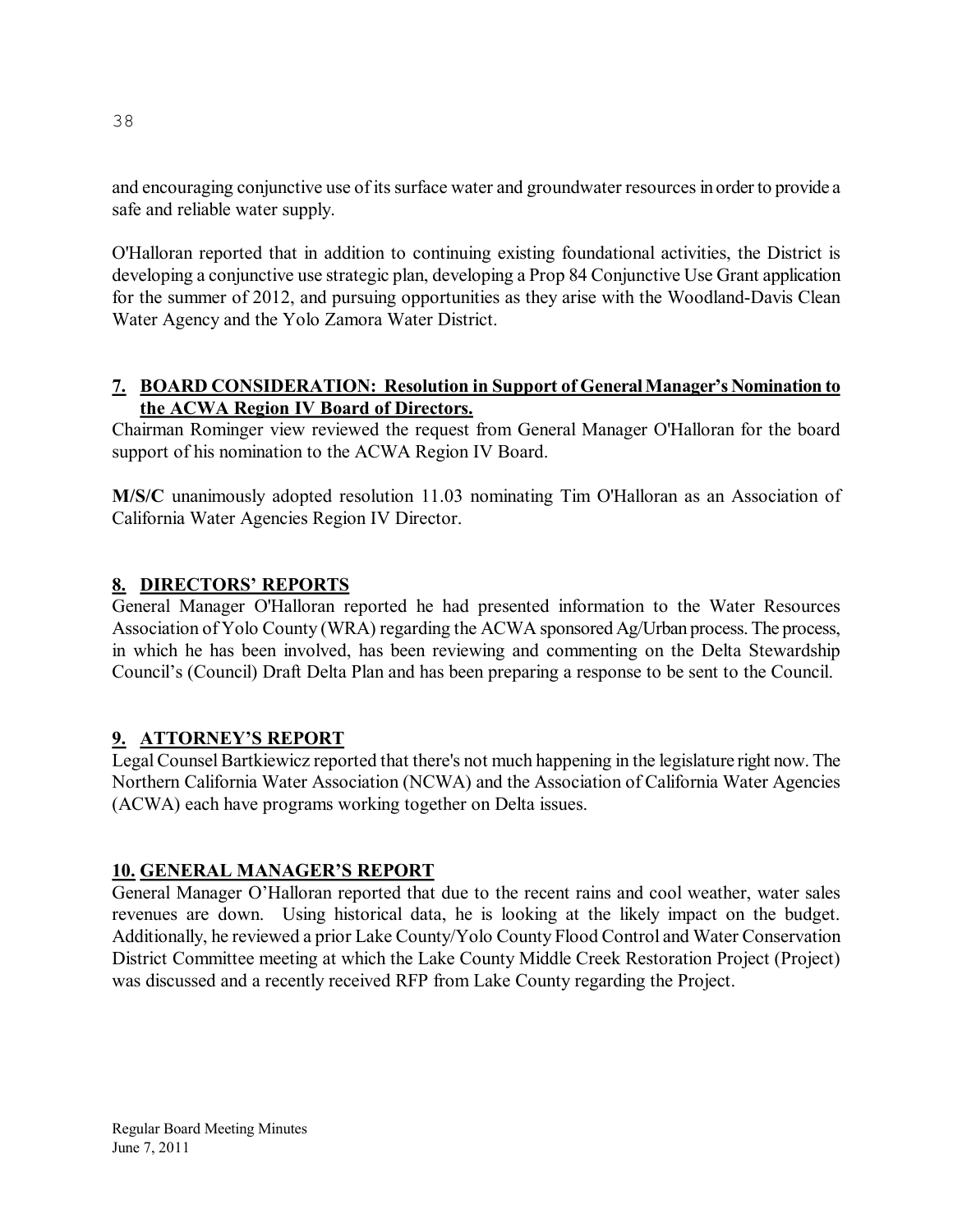and encouraging conjunctive use of its surface water and groundwater resources in order to provide a safe and reliable water supply.

O'Halloran reported that in addition to continuing existing foundational activities, the District is developing a conjunctive use strategic plan, developing a Prop 84 Conjunctive Use Grant application for the summer of 2012, and pursuing opportunities as they arise with the Woodland-Davis Clean Water Agency and the Yolo Zamora Water District.

## 7. BOARD CONSIDERATION: Resolution in Support of General Manager's Nomination to the ACWA Region IV Board of Directors.

Chairman Rominger view reviewed the request from General Manager O'Halloran for the board support of his nomination to the ACWA Region IV Board.

**M/S/C** unanimously adopted resolution 11.03 nominating Tim O'Halloran as an Association of California Water Agencies Region IV Director.

## 8. DIRECTORS' REPORTS

General Manager O'Halloran reported he had presented information to the Water Resources Association of Yolo County (WRA) regarding the ACWA sponsored Ag/Urban process. The process, in which he has been involved, has been reviewing and commenting on the Delta Stewardship Council's (Council) Draft Delta Plan and has been preparing a response to be sent to the Council.

## 9. ATTORNEY'S REPORT

Legal Counsel Bartkiewicz reported that there's not much happening in the legislature right now. The Northern California Water Association (NCWA) and the Association of California Water Agencies (ACWA) each have programs working together on Delta issues.

## 10. GENERAL MANAGER'S REPORT

General Manager O'Halloran reported that due to the recent rains and cool weather, water sales revenues are down. Using historical data, he is looking at the likely impact on the budget. Additionally, he reviewed a prior Lake County/Yolo County Flood Control and Water Conservation District Committee meeting at which the Lake County Middle Creek Restoration Project (Project) was discussed and a recently received RFP from Lake County regarding the Project.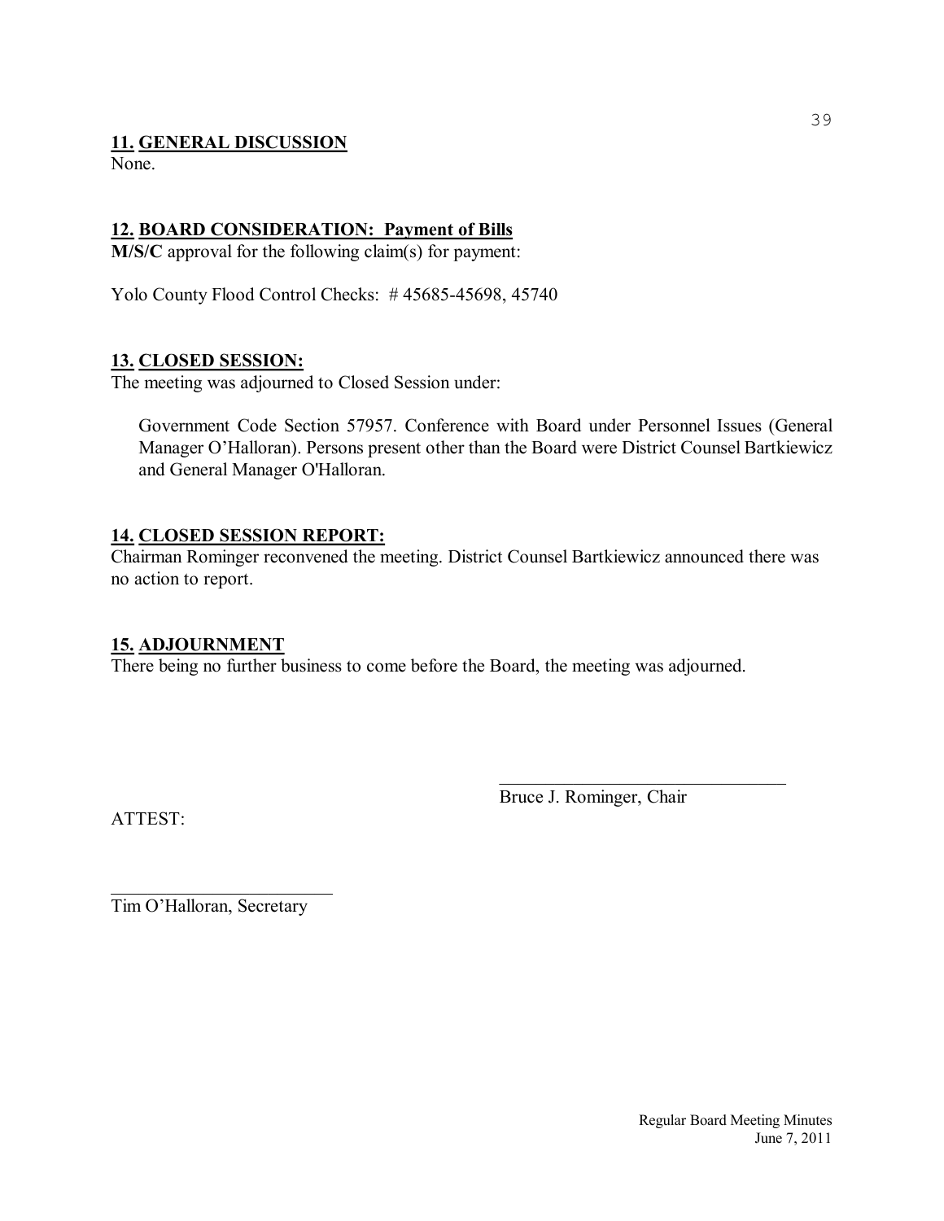**11. GENERAL DISCUSSION**

None.

**12. BOARD CONSIDERATION: Payment of Bills**

**M/S/C** approval for the following claim(s) for payment:

Yolo County Flood Control Checks: # 45685-45698, 45740

**13. CLOSED SESSION:**

The meeting was adjourned to Closed Session under:

> Government Code Section 57957. Conference with Board under Personnel Issues (General Manager O'Halloran). Persons present other than the Board were District Counsel Bartkiewicz and General Manager O'Halloran.

**14. CLOSED SESSION REPORT:**

Chairman Rominger reconvened the meeting. District Counsel Bartkiewicz announced there was no action to report.

**15. ADJOURNMENT**

There being no further business to come before the Board, the meeting was adjourned.

\_\_\_\_\_\_\_\_\_\_\_\_\_\_\_\_\_\_\_\_\_\_\_\_\_\_\_\_\_\_\_\_

Bruce J. Rominger, Chair

ATTEST:

\_\_\_\_\_\_\_\_\_\_\_\_\_\_\_\_\_\_\_\_\_\_\_\_\_

Tim O'Halloran, Secretary